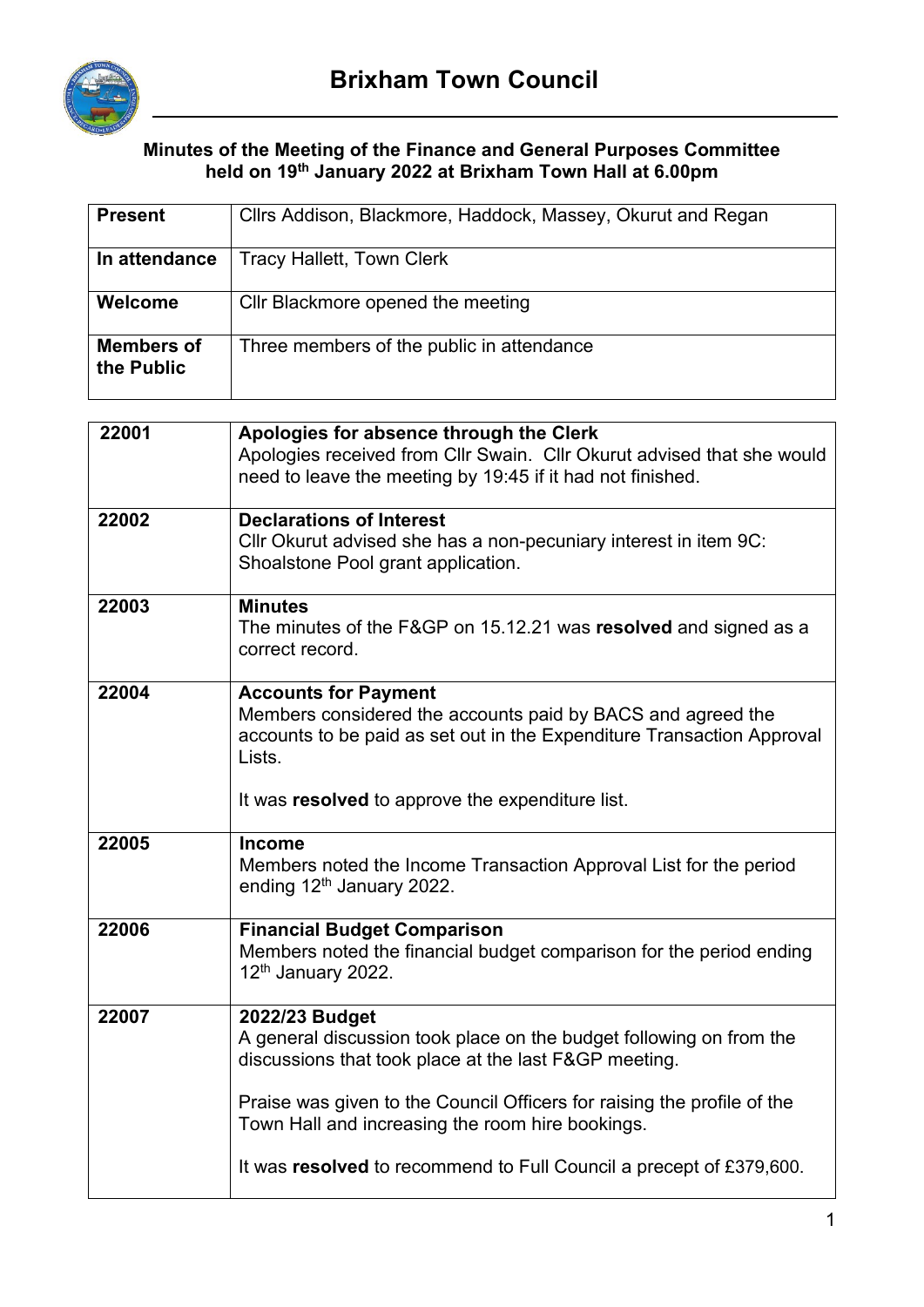# Brixham Town Council

**Minutes of the Meeting of the Finance and General Purposes Committee held on 19th January 2022 at Brixham Town Hall at 6.00pm**

| | |
|---|---|
| **Present** | Cllrs Addison, Blackmore, Haddock, Massey, Okurut and Regan |
| **In attendance** | Tracy Hallett, Town Clerk |
| **Welcome** | Cllr Blackmore opened the meeting |
| **Members of the Public** | Three members of the public in attendance |

| | |
|---|---|
| 22001 | **Apologies for absence through the Clerk**<br>Apologies received from Cllr Swain. Cllr Okurut advised that she would need to leave the meeting by 19:45 if it had not finished. |
| 22002 | **Declarations of Interest**<br>Cllr Okurut advised she has a non-pecuniary interest in item 9C: Shoalstone Pool grant application. |
| 22003 | **Minutes**<br>The minutes of the F&GP on 15.12.21 was **resolved** and signed as a correct record. |
| 22004 | **Accounts for Payment**<br>Members considered the accounts paid by BACS and agreed the accounts to be paid as set out in the Expenditure Transaction Approval Lists.<br><br>It was **resolved** to approve the expenditure list. |
| 22005 | **Income**<br>Members noted the Income Transaction Approval List for the period ending 12th January 2022. |
| 22006 | **Financial Budget Comparison**<br>Members noted the financial budget comparison for the period ending 12th January 2022. |
| 22007 | **2022/23 Budget**<br>A general discussion took place on the budget following on from the discussions that took place at the last F&GP meeting.<br><br>Praise was given to the Council Officers for raising the profile of the Town Hall and increasing the room hire bookings.<br><br>It was **resolved** to recommend to Full Council a precept of £379,600. |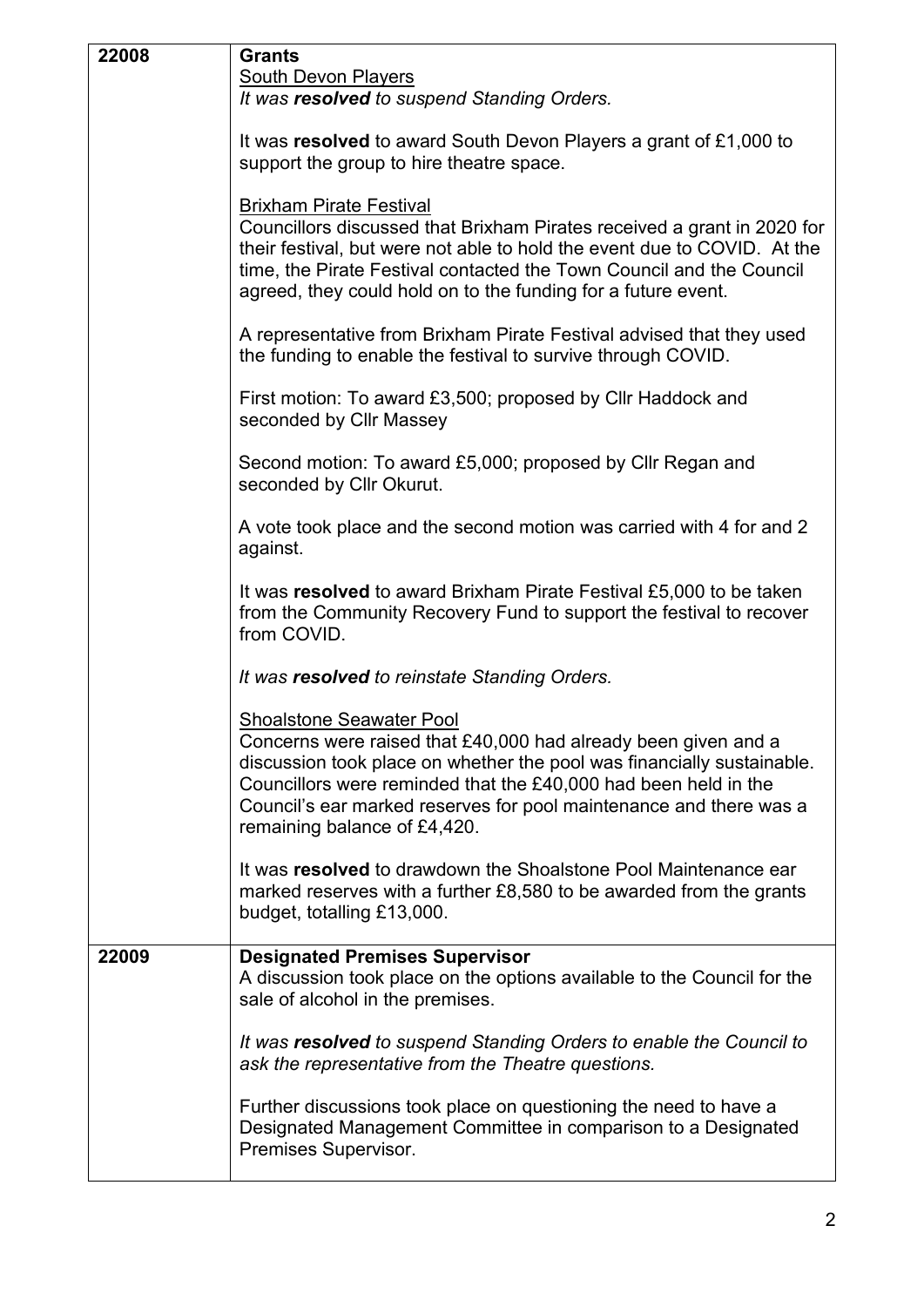| | |
|---|---|
| **22008** | **Grants**<br>South Devon Players<br>*It was **resolved** to suspend Standing Orders.*<br><br>It was **resolved** to award South Devon Players a grant of £1,000 to support the group to hire theatre space.<br><br>Brixham Pirate Festival<br>Councillors discussed that Brixham Pirates received a grant in 2020 for their festival, but were not able to hold the event due to COVID. At the time, the Pirate Festival contacted the Town Council and the Council agreed, they could hold on to the funding for a future event.<br><br>A representative from Brixham Pirate Festival advised that they used the funding to enable the festival to survive through COVID.<br><br>First motion: To award £3,500; proposed by Cllr Haddock and seconded by Cllr Massey<br><br>Second motion: To award £5,000; proposed by Cllr Regan and seconded by Cllr Okurut.<br><br>A vote took place and the second motion was carried with 4 for and 2 against.<br><br>It was **resolved** to award Brixham Pirate Festival £5,000 to be taken from the Community Recovery Fund to support the festival to recover from COVID.<br><br>*It was **resolved** to reinstate Standing Orders.*<br><br>Shoalstone Seawater Pool<br>Concerns were raised that £40,000 had already been given and a discussion took place on whether the pool was financially sustainable. Councillors were reminded that the £40,000 had been held in the Council's ear marked reserves for pool maintenance and there was a remaining balance of £4,420.<br><br>It was **resolved** to drawdown the Shoalstone Pool Maintenance ear marked reserves with a further £8,580 to be awarded from the grants budget, totalling £13,000. |
| **22009** | **Designated Premises Supervisor**<br>A discussion took place on the options available to the Council for the sale of alcohol in the premises.<br><br>*It was **resolved** to suspend Standing Orders to enable the Council to ask the representative from the Theatre questions.*<br><br>Further discussions took place on questioning the need to have a Designated Management Committee in comparison to a Designated Premises Supervisor. |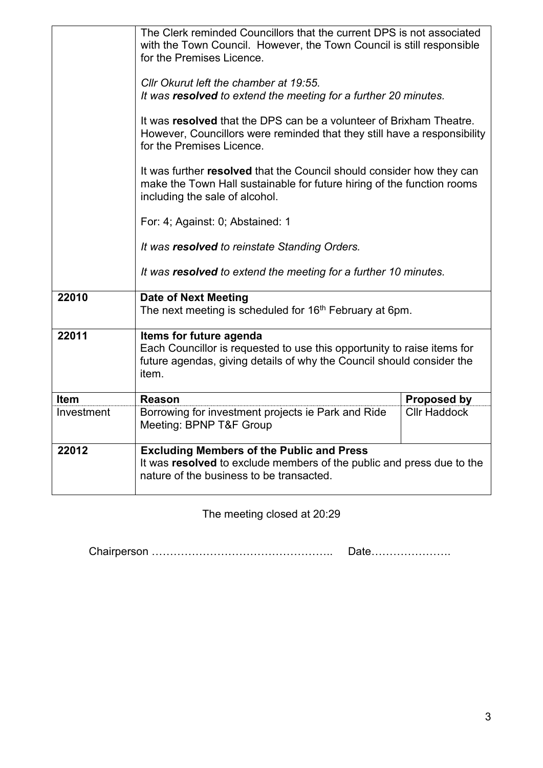| | |
|---|---|
| | The Clerk reminded Councillors that the current DPS is not associated with the Town Council. However, the Town Council is still responsible for the Premises Licence.<br><br>*Cllr Okurut left the chamber at 19:55.*<br>*It was **resolved** to extend the meeting for a further 20 minutes.*<br><br>It was **resolved** that the DPS can be a volunteer of Brixham Theatre. However, Councillors were reminded that they still have a responsibility for the Premises Licence.<br><br>It was further **resolved** that the Council should consider how they can make the Town Hall sustainable for future hiring of the function rooms including the sale of alcohol.<br><br>For: 4; Against: 0; Abstained: 1<br><br>*It was **resolved** to reinstate Standing Orders.*<br><br>*It was **resolved** to extend the meeting for a further 10 minutes.* |
| **22010** | **Date of Next Meeting**<br>The next meeting is scheduled for 16th February at 6pm. |
| **22011** | **Items for future agenda**<br>Each Councillor is requested to use this opportunity to raise items for future agendas, giving details of why the Council should consider the item. |

| **Item** | **Reason** | **Proposed by** |
|---|---|---|
| Investment | Borrowing for investment projects ie Park and Ride<br>Meeting: BPNP T&F Group | Cllr Haddock |

| | |
|---|---|
| **22012** | **Excluding Members of the Public and Press**<br>It was **resolved** to exclude members of the public and press due to the nature of the business to be transacted. |

The meeting closed at 20:29

Chairperson ………………………………………….. Date………………….